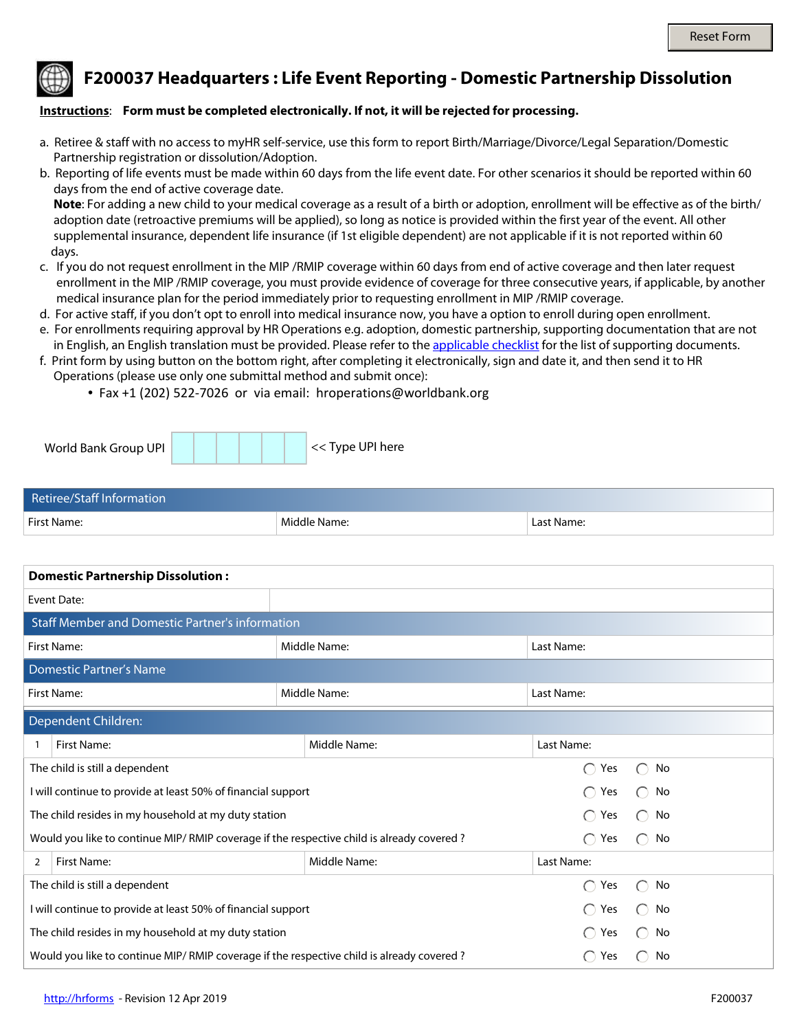# F200037 Headquarters : Life Event Reporting - Domestic Partnership Dissolution

**Instructions**: **Form must be completed electronically. If not, it will be rejected for processing.**

a. Retiree & staff with no access to myHR self-service, use this form to report Birth/Marriage/Divorce/Legal Separation/Domestic Partnership registration or dissolution/Adoption.

b. Reporting of life events must be made within 60 days from the life event date. For other scenarios it should be reported within 60 days from the end of active coverage date.
**Note**: For adding a new child to your medical coverage as a result of a birth or adoption, enrollment will be effective as of the birth/adoption date (retroactive premiums will be applied), so long as notice is provided within the first year of the event. All other supplemental insurance, dependent life insurance (if 1st eligible dependent) are not applicable if it is not reported within 60 days.

c. If you do not request enrollment in the MIP /RMIP coverage within 60 days from end of active coverage and then later request enrollment in the MIP /RMIP coverage, you must provide evidence of coverage for three consecutive years, if applicable, by another medical insurance plan for the period immediately prior to requesting enrollment in MIP /RMIP coverage.

d. For active staff, if you don't opt to enroll into medical insurance now, you have a option to enroll during open enrollment.

e. For enrollments requiring approval by HR Operations e.g. adoption, domestic partnership, supporting documentation that are not in English, an English translation must be provided. Please refer to the applicable checklist for the list of supporting documents.

f. Print form by using button on the bottom right, after completing it electronically, sign and date it, and then send it to HR Operations (please use only one submittal method and submit once):
- Fax +1 (202) 522-7026 or via email: hroperations@worldbank.org

World Bank Group UPI | | | | | | << Type UPI here

| Retiree/Staff Information | | |
|---|---|---|
| First Name: | Middle Name: | Last Name: |

| Domestic Partnership Dissolution : | | |
|---|---|---|
| Event Date: | | |
| **Staff Member and Domestic Partner's information** | | |
| First Name: | Middle Name: | Last Name: |
| **Domestic Partner's Name** | | |
| First Name: | Middle Name: | Last Name: |

**Dependent Children:**

| 1 First Name: | Middle Name: | Last Name: |
|---|---|---|

| | | |
|---|---|---|
| The child is still a dependent | ◯ Yes | ◯ No |
| I will continue to provide at least 50% of financial support | ◯ Yes | ◯ No |
| The child resides in my household at my duty station | ◯ Yes | ◯ No |
| Would you like to continue MIP/ RMIP coverage if the respective child is already covered ? | ◯ Yes | ◯ No |

| 2 First Name: | Middle Name: | Last Name: |
|---|---|---|

| | | |
|---|---|---|
| The child is still a dependent | ◯ Yes | ◯ No |
| I will continue to provide at least 50% of financial support | ◯ Yes | ◯ No |
| The child resides in my household at my duty station | ◯ Yes | ◯ No |
| Would you like to continue MIP/ RMIP coverage if the respective child is already covered ? | ◯ Yes | ◯ No |

http://hrforms - Revision 12 Apr 2019 F200037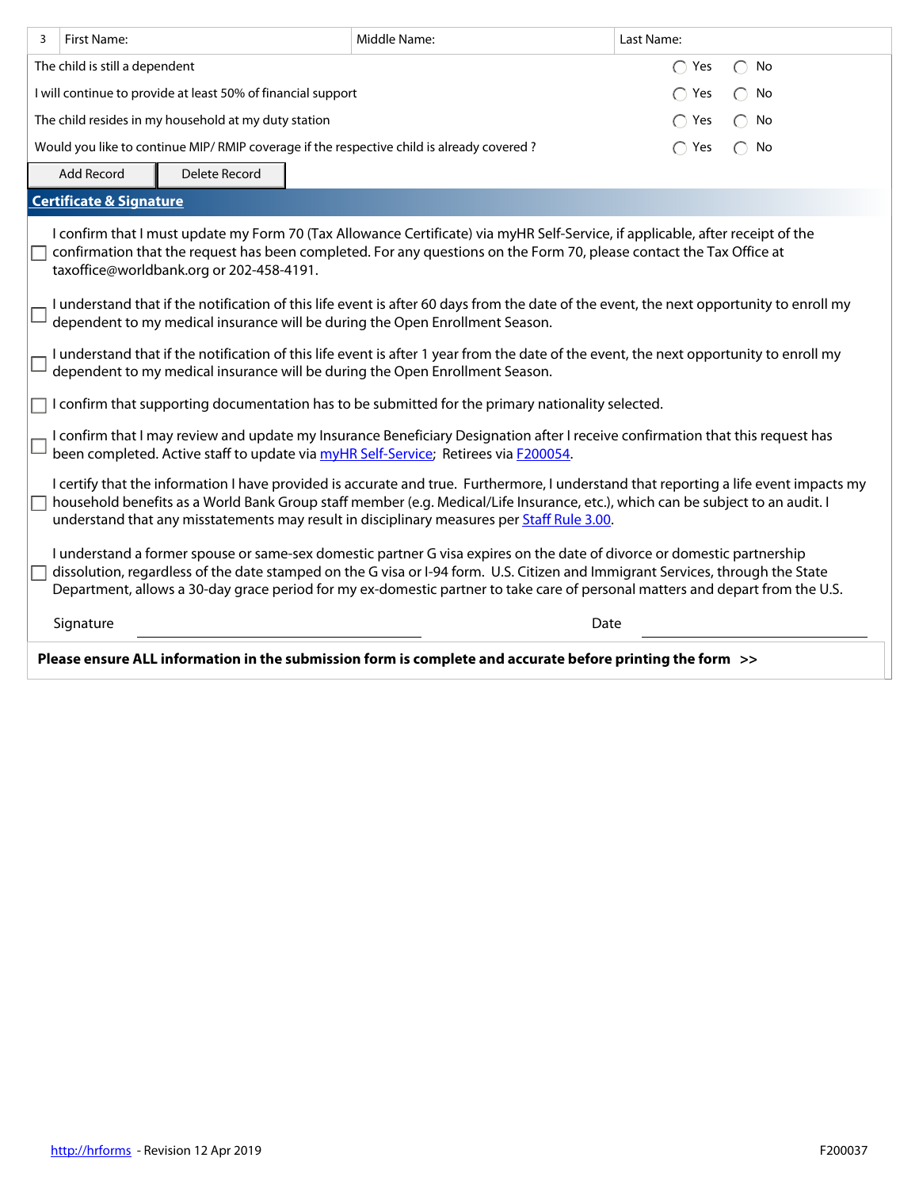| 3 | First Name: | Middle Name: | Last Name: |
|---|---|---|---|

| | |
|---|---|
| The child is still a dependent | ◯ Yes ◯ No |
| I will continue to provide at least 50% of financial support | ◯ Yes ◯ No |
| The child resides in my household at my duty station | ◯ Yes ◯ No |
| Would you like to continue MIP/ RMIP coverage if the respective child is already covered ? | ◯ Yes ◯ No |

Add Record | Delete Record

## Certificate & Signature

- ☐ I confirm that I must update my Form 70 (Tax Allowance Certificate) via myHR Self-Service, if applicable, after receipt of the confirmation that the request has been completed. For any questions on the Form 70, please contact the Tax Office at taxoffice@worldbank.org or 202-458-4191.
- ☐ I understand that if the notification of this life event is after 60 days from the date of the event, the next opportunity to enroll my dependent to my medical insurance will be during the Open Enrollment Season.
- ☐ I understand that if the notification of this life event is after 1 year from the date of the event, the next opportunity to enroll my dependent to my medical insurance will be during the Open Enrollment Season.
- ☐ I confirm that supporting documentation has to be submitted for the primary nationality selected.
- ☐ I confirm that I may review and update my Insurance Beneficiary Designation after I receive confirmation that this request has been completed. Active staff to update via myHR Self-Service; Retirees via F200054.
- ☐ I certify that the information I have provided is accurate and true. Furthermore, I understand that reporting a life event impacts my household benefits as a World Bank Group staff member (e.g. Medical/Life Insurance, etc.), which can be subject to an audit. I understand that any misstatements may result in disciplinary measures per Staff Rule 3.00.
- ☐ I understand a former spouse or same-sex domestic partner G visa expires on the date of divorce or domestic partnership dissolution, regardless of the date stamped on the G visa or I-94 form. U.S. Citizen and Immigrant Services, through the State Department, allows a 30-day grace period for my ex-domestic partner to take care of personal matters and depart from the U.S.

Signature ____________________ Date ____________________

**Please ensure ALL information in the submission form is complete and accurate before printing the form >>**

http://hrforms - Revision 12 Apr 2019 F200037